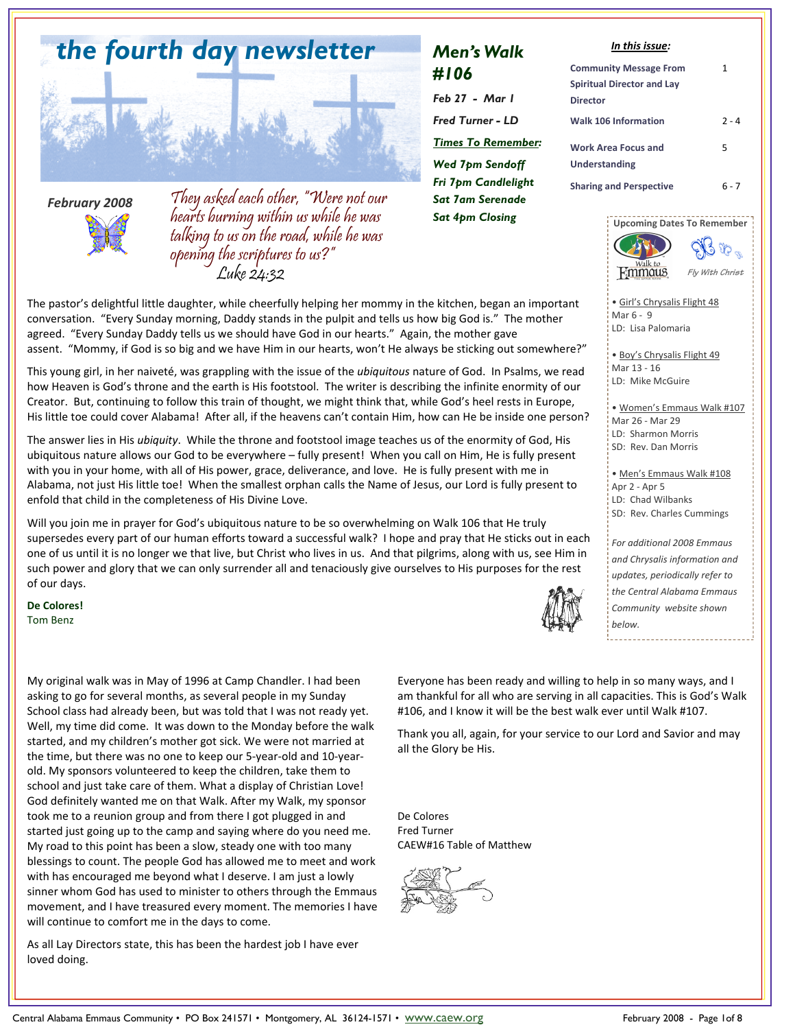# the fourth day newsletter

**February 2008**

*They asked each other, "Were not our hearts burning within us while he was talking to us on the road, while he was opening the scriptures to us?"*
*Luke 24:32*

## Men's Walk #106

*Feb 27 - Mar 1*

*Fred Turner - LD*

***Times To Remember:***

*Wed 7pm Sendoff*
*Fri 7pm Candlelight*
*Sat 7am Serenade*
*Sat 4pm Closing*

***In this issue:***

| | |
|---|---|
| **Community Message From Spiritual Director and Lay Director** | 1 |
| **Walk 106 Information** | 2 - 4 |
| **Work Area Focus and Understanding** | 5 |
| **Sharing and Perspective** | 6 - 7 |

**Upcoming Dates To Remember**

Walk to Emmaus — *Fly With Christ*

- Girl's Chrysalis Flight 48
  Mar 6 - 9
  LD: Lisa Palomaria

- Boy's Chrysalis Flight 49
  Mar 13 - 16
  LD: Mike McGuire

- Women's Emmaus Walk #107
  Mar 26 - Mar 29
  LD: Sharmon Morris
  SD: Rev. Dan Morris

- Men's Emmaus Walk #108
  Apr 2 - Apr 5
  LD: Chad Wilbanks
  SD: Rev. Charles Cummings

*For additional 2008 Emmaus and Chrysalis information and updates, periodically refer to the Central Alabama Emmaus Community website shown below.*

The pastor's delightful little daughter, while cheerfully helping her mommy in the kitchen, began an important conversation. "Every Sunday morning, Daddy stands in the pulpit and tells us how big God is." The mother agreed. "Every Sunday Daddy tells us we should have God in our hearts." Again, the mother gave assent. "Mommy, if God is so big and we have Him in our hearts, won't He always be sticking out somewhere?"

This young girl, in her naiveté, was grappling with the issue of the *ubiquitous* nature of God. In Psalms, we read how Heaven is God's throne and the earth is His footstool. The writer is describing the infinite enormity of our Creator. But, continuing to follow this train of thought, we might think that, while God's heel rests in Europe, His little toe could cover Alabama! After all, if the heavens can't contain Him, how can He be inside one person?

The answer lies in His *ubiquity*. While the throne and footstool image teaches us of the enormity of God, His ubiquitous nature allows our God to be everywhere – fully present! When you call on Him, He is fully present with you in your home, with all of His power, grace, deliverance, and love. He is fully present with me in Alabama, not just His little toe! When the smallest orphan calls the Name of Jesus, our Lord is fully present to enfold that child in the completeness of His Divine Love.

Will you join me in prayer for God's ubiquitous nature to be so overwhelming on Walk 106 that He truly supersedes every part of our human efforts toward a successful walk? I hope and pray that He sticks out in each one of us until it is no longer we that live, but Christ who lives in us. And that pilgrims, along with us, see Him in such power and glory that we can only surrender all and tenaciously give ourselves to His purposes for the rest of our days.

**De Colores!**
Tom Benz

My original walk was in May of 1996 at Camp Chandler. I had been asking to go for several months, as several people in my Sunday School class had already been, but was told that I was not ready yet. Well, my time did come. It was down to the Monday before the walk started, and my children's mother got sick. We were not married at the time, but there was no one to keep our 5-year-old and 10-year-old. My sponsors volunteered to keep the children, take them to school and just take care of them. What a display of Christian Love! God definitely wanted me on that Walk. After my Walk, my sponsor took me to a reunion group and from there I got plugged in and started just going up to the camp and saying where do you need me. My road to this point has been a slow, steady one with too many blessings to count. The people God has allowed me to meet and work with has encouraged me beyond what I deserve. I am just a lowly sinner whom God has used to minister to others through the Emmaus movement, and I have treasured every moment. The memories I have will continue to comfort me in the days to come.

As all Lay Directors state, this has been the hardest job I have ever loved doing.

Everyone has been ready and willing to help in so many ways, and I am thankful for all who are serving in all capacities. This is God's Walk #106, and I know it will be the best walk ever until Walk #107.

Thank you all, again, for your service to our Lord and Savior and may all the Glory be His.

De Colores
Fred Turner
CAEW#16 Table of Matthew

Central Alabama Emmaus Community • PO Box 241571 • Montgomery, AL 36124-1571 • www.caew.org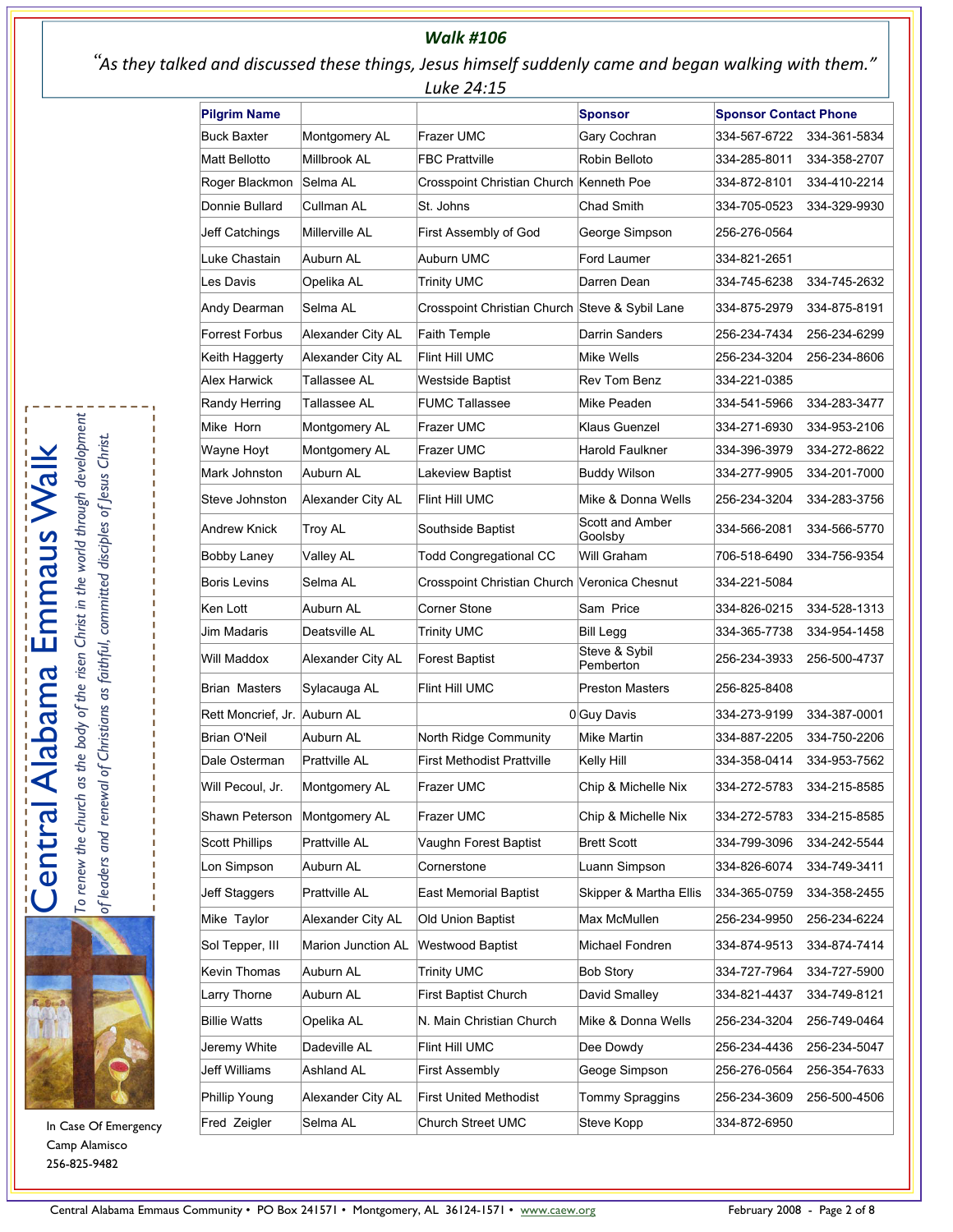## *Walk #106*

*"As they talked and discussed these things, Jesus himself suddenly came and began walking with them." Luke 24:15*

| Pilgrim Name | | | Sponsor | Sponsor Contact Phone | |
|---|---|---|---|---|---|
| Buck Baxter | Montgomery AL | Frazer UMC | Gary Cochran | 334-567-6722 | 334-361-5834 |
| Matt Bellotto | Millbrook AL | FBC Prattville | Robin Bellotto | 334-285-8011 | 334-358-2707 |
| Roger Blackmon | Selma AL | Crosspoint Christian Church | Kenneth Poe | 334-872-8101 | 334-410-2214 |
| Donnie Bullard | Cullman AL | St. Johns | Chad Smith | 334-705-0523 | 334-329-9930 |
| Jeff Catchings | Millerville AL | First Assembly of God | George Simpson | 256-276-0564 | |
| Luke Chastain | Auburn AL | Auburn UMC | Ford Laumer | 334-821-2651 | |
| Les Davis | Opelika AL | Trinity UMC | Darren Dean | 334-745-6238 | 334-745-2632 |
| Andy Dearman | Selma AL | Crosspoint Christian Church | Steve & Sybil Lane | 334-875-2979 | 334-875-8191 |
| Forrest Forbus | Alexander City AL | Faith Temple | Darrin Sanders | 256-234-7434 | 256-234-6299 |
| Keith Haggerty | Alexander City AL | Flint Hill UMC | Mike Wells | 256-234-3204 | 256-234-8606 |
| Alex Harwick | Tallassee AL | Westside Baptist | Rev Tom Benz | 334-221-0385 | |
| Randy Herring | Tallassee AL | FUMC Tallassee | Mike Peaden | 334-541-5966 | 334-283-3477 |
| Mike Horn | Montgomery AL | Frazer UMC | Klaus Guenzel | 334-271-6930 | 334-953-2106 |
| Wayne Hoyt | Montgomery AL | Frazer UMC | Harold Faulkner | 334-396-3979 | 334-272-8622 |
| Mark Johnston | Auburn AL | Lakeview Baptist | Buddy Wilson | 334-277-9905 | 334-201-7000 |
| Steve Johnston | Alexander City AL | Flint Hill UMC | Mike & Donna Wells | 256-234-3204 | 334-283-3756 |
| Andrew Knick | Troy AL | Southside Baptist | Scott and Amber Goolsby | 334-566-2081 | 334-566-5770 |
| Bobby Laney | Valley AL | Todd Congregational CC | Will Graham | 706-518-6490 | 334-756-9354 |
| Boris Levins | Selma AL | Crosspoint Christian Church | Veronica Chesnut | 334-221-5084 | |
| Ken Lott | Auburn AL | Corner Stone | Sam Price | 334-826-0215 | 334-528-1313 |
| Jim Madaris | Deatsville AL | Trinity UMC | Bill Legg | 334-365-7738 | 334-954-1458 |
| Will Maddox | Alexander City AL | Forest Baptist | Steve & Sybil Pemberton | 256-234-3933 | 256-500-4737 |
| Brian Masters | Sylacauga AL | Flint Hill UMC | Preston Masters | 256-825-8408 | |
| Rett Moncrief, Jr. | Auburn AL | 0 | Guy Davis | 334-273-9199 | 334-387-0001 |
| Brian O'Neil | Auburn AL | North Ridge Community | Mike Martin | 334-887-2205 | 334-750-2206 |
| Dale Osterman | Prattville AL | First Methodist Prattville | Kelly Hill | 334-358-0414 | 334-953-7562 |
| Will Pecoul, Jr. | Montgomery AL | Frazer UMC | Chip & Michelle Nix | 334-272-5783 | 334-215-8585 |
| Shawn Peterson | Montgomery AL | Frazer UMC | Chip & Michelle Nix | 334-272-5783 | 334-215-8585 |
| Scott Phillips | Prattville AL | Vaughn Forest Baptist | Brett Scott | 334-799-3096 | 334-242-5544 |
| Lon Simpson | Auburn AL | Cornerstone | Luann Simpson | 334-826-6074 | 334-749-3411 |
| Jeff Staggers | Prattville AL | East Memorial Baptist | Skipper & Martha Ellis | 334-365-0759 | 334-358-2455 |
| Mike Taylor | Alexander City AL | Old Union Baptist | Max McMullen | 256-234-9950 | 256-234-6224 |
| Sol Tepper, III | Marion Junction AL | Westwood Baptist | Michael Fondren | 334-874-9513 | 334-874-7414 |
| Kevin Thomas | Auburn AL | Trinity UMC | Bob Story | 334-727-7964 | 334-727-5900 |
| Larry Thorne | Auburn AL | First Baptist Church | David Smalley | 334-821-4437 | 334-749-8121 |
| Billie Watts | Opelika AL | N. Main Christian Church | Mike & Donna Wells | 256-234-3204 | 256-749-0464 |
| Jeremy White | Dadeville AL | Flint Hill UMC | Dee Dowdy | 256-234-4436 | 256-234-5047 |
| Jeff Williams | Ashland AL | First Assembly | Geoge Simpson | 256-276-0564 | 256-354-7633 |
| Phillip Young | Alexander City AL | First United Methodist | Tommy Spraggins | 256-234-3609 | 256-500-4506 |
| Fred Zeigler | Selma AL | Church Street UMC | Steve Kopp | 334-872-6950 | |

# Central Alabama Emmaus Walk

*To renew the church as the body of the risen Christ in the world through development of leaders and renewal of Christians as faithful, committed disciples of Jesus Christ.*

In Case Of Emergency
Camp Alamisco
256-825-9482

Central Alabama Emmaus Community • PO Box 241571 • Montgomery, AL 36124-1571 • www.caew.org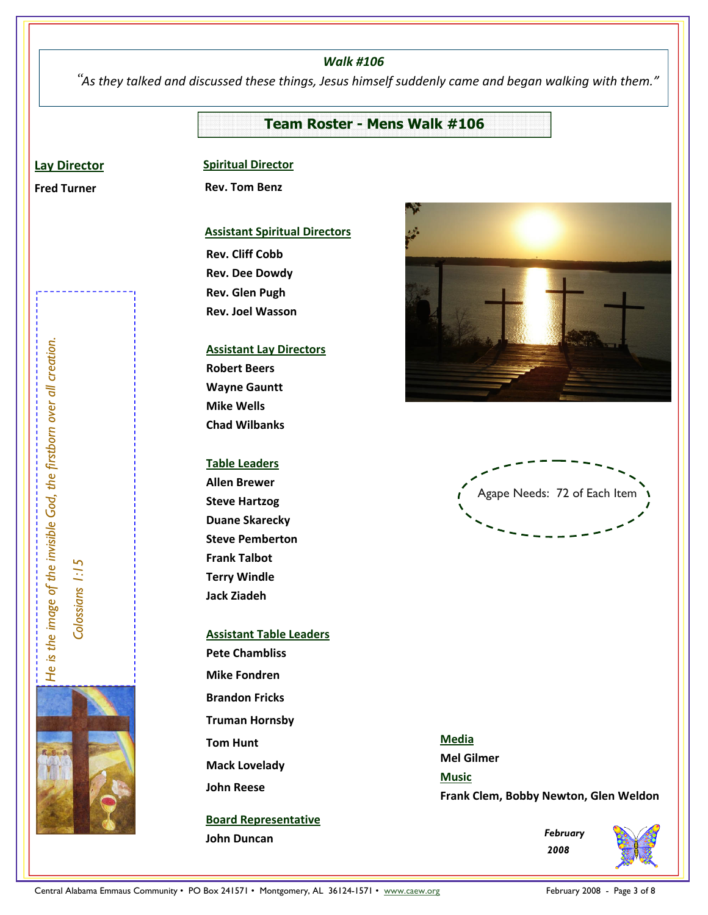*Walk #106*

*"As they talked and discussed these things, Jesus himself suddenly came and began walking with them."*

## Team Roster - Mens Walk #106

### Lay Director

**Fred Turner**

### Spiritual Director

**Rev. Tom Benz**

### Assistant Spiritual Directors

**Rev. Cliff Cobb**
**Rev. Dee Dowdy**
**Rev. Glen Pugh**
**Rev. Joel Wasson**

### Assistant Lay Directors

**Robert Beers**
**Wayne Gauntt**
**Mike Wells**
**Chad Wilbanks**

### Table Leaders

**Allen Brewer**
**Steve Hartzog**
**Duane Skarecky**
**Steve Pemberton**
**Frank Talbot**
**Terry Windle**
**Jack Ziadeh**

### Assistant Table Leaders

**Pete Chambliss**
**Mike Fondren**
**Brandon Fricks**
**Truman Hornsby**
**Tom Hunt**
**Mack Lovelady**
**John Reese**

### Board Representative

**John Duncan**

*He is the image of the invisible God, the firstborn over all creation.*

*Colossians 1:15*

Agape Needs: 72 of Each Item

### Media

**Mel Gilmer**

### Music

**Frank Clem, Bobby Newton, Glen Weldon**

***February 2008***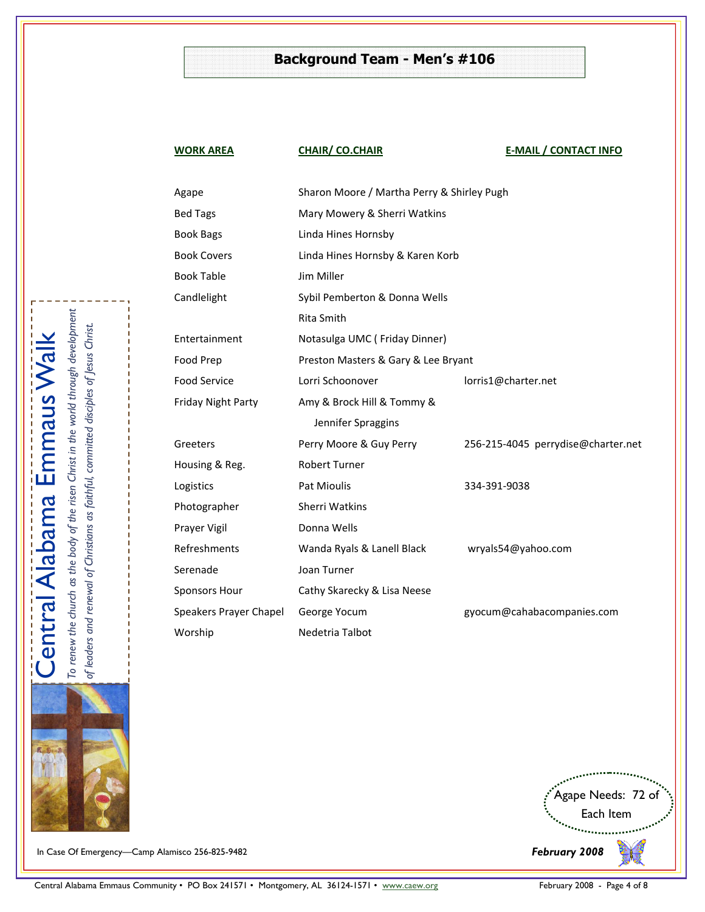## Background Team - Men's #106

| WORK AREA | CHAIR/ CO.CHAIR | E-MAIL / CONTACT INFO |
|---|---|---|
| Agape | Sharon Moore / Martha Perry & Shirley Pugh | |
| Bed Tags | Mary Mowery & Sherri Watkins | |
| Book Bags | Linda Hines Hornsby | |
| Book Covers | Linda Hines Hornsby & Karen Korb | |
| Book Table | Jim Miller | |
| Candlelight | Sybil Pemberton & Donna Wells<br>Rita Smith | |
| Entertainment | Notasulga UMC ( Friday Dinner) | |
| Food Prep | Preston Masters & Gary & Lee Bryant | |
| Food Service | Lorri Schoonover | lorris1@charter.net |
| Friday Night Party | Amy & Brock Hill & Tommy & Jennifer Spraggins | |
| Greeters | Perry Moore & Guy Perry | 256-215-4045 perrydise@charter.net |
| Housing & Reg. | Robert Turner | |
| Logistics | Pat Mioulis | 334-391-9038 |
| Photographer | Sherri Watkins | |
| Prayer Vigil | Donna Wells | |
| Refreshments | Wanda Ryals & Lanell Black | wryals54@yahoo.com |
| Serenade | Joan Turner | |
| Sponsors Hour | Cathy Skarecky & Lisa Neese | |
| Speakers Prayer Chapel | George Yocum | gyocum@cahabacompanies.com |
| Worship | Nedetria Talbot | |

Central Alabama Emmaus Walk

*To renew the church as the body of the risen Christ in the world through development of leaders and renewal of Christians as faithful, committed disciples of Jesus Christ.*

Agape Needs: 72 of Each Item

In Case Of Emergency—Camp Alamisco 256-825-9482

***February 2008***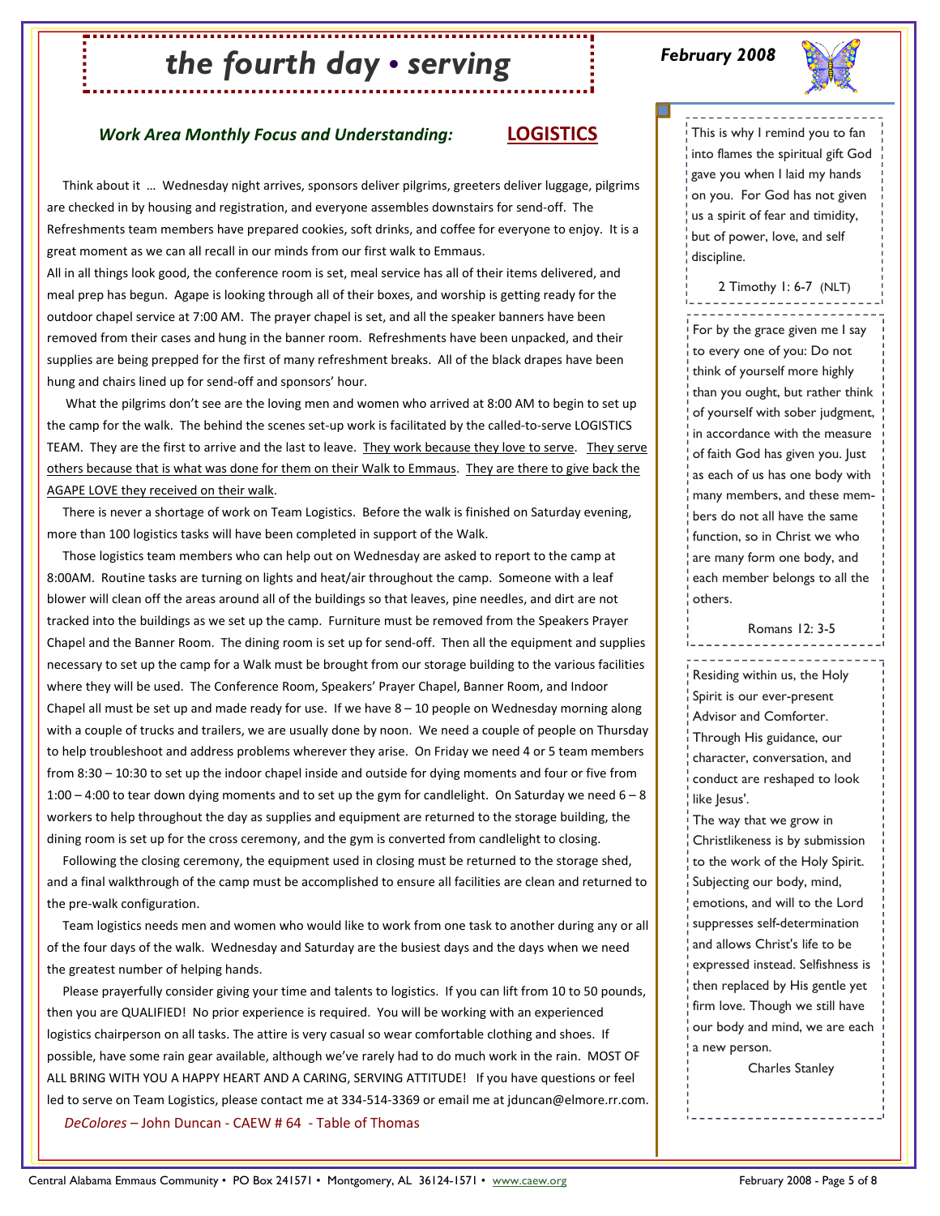# the fourth day • serving

*February 2008*

### *Work Area Monthly Focus and Understanding:* **LOGISTICS**

Think about it … Wednesday night arrives, sponsors deliver pilgrims, greeters deliver luggage, pilgrims are checked in by housing and registration, and everyone assembles downstairs for send-off. The Refreshments team members have prepared cookies, soft drinks, and coffee for everyone to enjoy. It is a great moment as we can all recall in our minds from our first walk to Emmaus.

All in all things look good, the conference room is set, meal service has all of their items delivered, and meal prep has begun. Agape is looking through all of their boxes, and worship is getting ready for the outdoor chapel service at 7:00 AM. The prayer chapel is set, and all the speaker banners have been removed from their cases and hung in the banner room. Refreshments have been unpacked, and their supplies are being prepped for the first of many refreshment breaks. All of the black drapes have been hung and chairs lined up for send-off and sponsors' hour.

What the pilgrims don't see are the loving men and women who arrived at 8:00 AM to begin to set up the camp for the walk. The behind the scenes set-up work is facilitated by the called-to-serve LOGISTICS TEAM. They are the first to arrive and the last to leave. <u>They work because they love to serve</u>. <u>They serve others because that is what was done for them on their Walk to Emmaus</u>. <u>They are there to give back the AGAPE LOVE they received on their walk</u>.

There is never a shortage of work on Team Logistics. Before the walk is finished on Saturday evening, more than 100 logistics tasks will have been completed in support of the Walk.

Those logistics team members who can help out on Wednesday are asked to report to the camp at 8:00AM. Routine tasks are turning on lights and heat/air throughout the camp. Someone with a leaf blower will clean off the areas around all of the buildings so that leaves, pine needles, and dirt are not tracked into the buildings as we set up the camp. Furniture must be removed from the Speakers Prayer Chapel and the Banner Room. The dining room is set up for send-off. Then all the equipment and supplies necessary to set up the camp for a Walk must be brought from our storage building to the various facilities where they will be used. The Conference Room, Speakers' Prayer Chapel, Banner Room, and Indoor Chapel all must be set up and made ready for use. If we have 8 – 10 people on Wednesday morning along with a couple of trucks and trailers, we are usually done by noon. We need a couple of people on Thursday to help troubleshoot and address problems wherever they arise. On Friday we need 4 or 5 team members from 8:30 – 10:30 to set up the indoor chapel inside and outside for dying moments and four or five from 1:00 – 4:00 to tear down dying moments and to set up the gym for candlelight. On Saturday we need 6 – 8 workers to help throughout the day as supplies and equipment are returned to the storage building, the dining room is set up for the cross ceremony, and the gym is converted from candlelight to closing.

Following the closing ceremony, the equipment used in closing must be returned to the storage shed, and a final walkthrough of the camp must be accomplished to ensure all facilities are clean and returned to the pre-walk configuration.

Team logistics needs men and women who would like to work from one task to another during any or all of the four days of the walk. Wednesday and Saturday are the busiest days and the days when we need the greatest number of helping hands.

Please prayerfully consider giving your time and talents to logistics. If you can lift from 10 to 50 pounds, then you are QUALIFIED! No prior experience is required. You will be working with an experienced logistics chairperson on all tasks. The attire is very casual so wear comfortable clothing and shoes. If possible, have some rain gear available, although we've rarely had to do much work in the rain. MOST OF ALL BRING WITH YOU A HAPPY HEART AND A CARING, SERVING ATTITUDE! If you have questions or feel led to serve on Team Logistics, please contact me at 334-514-3369 or email me at jduncan@elmore.rr.com.

*DeColores* – John Duncan - CAEW # 64 - Table of Thomas

---

This is why I remind you to fan into flames the spiritual gift God gave you when I laid my hands on you. For God has not given us a spirit of fear and timidity, but of power, love, and self discipline.

2 Timothy 1: 6-7 (NLT)

---

For by the grace given me I say to every one of you: Do not think of yourself more highly than you ought, but rather think of yourself with sober judgment, in accordance with the measure of faith God has given you. Just as each of us has one body with many members, and these members do not all have the same function, so in Christ we who are many form one body, and each member belongs to all the others.

Romans 12: 3-5

---

Residing within us, the Holy Spirit is our ever-present Advisor and Comforter. Through His guidance, our character, conversation, and conduct are reshaped to look like Jesus'.

The way that we grow in Christlikeness is by submission to the work of the Holy Spirit. Subjecting our body, mind, emotions, and will to the Lord suppresses self-determination and allows Christ's life to be expressed instead. Selfishness is then replaced by His gentle yet firm love. Though we still have our body and mind, we are each a new person.

Charles Stanley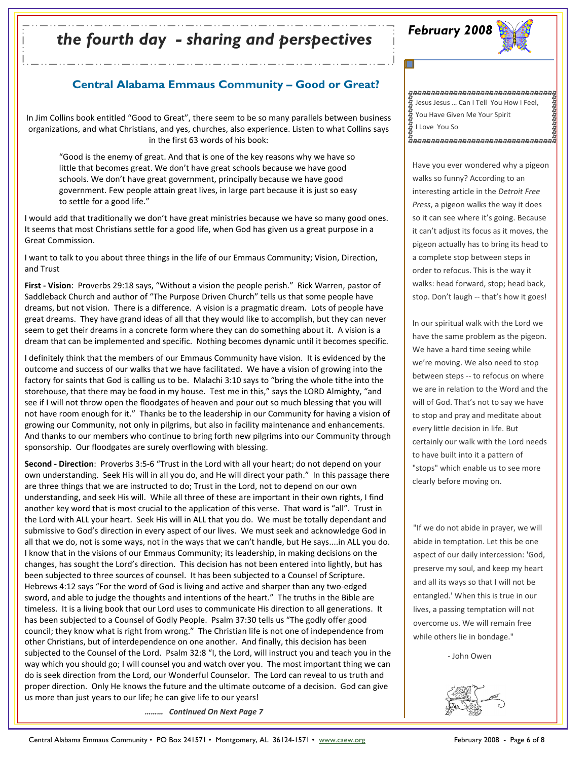// the fourth day - sharing and perspectives

*February 2008*

## Central Alabama Emmaus Community – Good or Great?

In Jim Collins book entitled "Good to Great", there seem to be so many parallels between business organizations, and what Christians, and yes, churches, also experience. Listen to what Collins says in the first 63 words of his book:

> "Good is the enemy of great. And that is one of the key reasons why we have so little that becomes great. We don't have great schools because we have good schools. We don't have great government, principally because we have good government. Few people attain great lives, in large part because it is just so easy to settle for a good life."

I would add that traditionally we don't have great ministries because we have so many good ones. It seems that most Christians settle for a good life, when God has given us a great purpose in a Great Commission.

I want to talk to you about three things in the life of our Emmaus Community; Vision, Direction, and Trust

**First - Vision**: Proverbs 29:18 says, "Without a vision the people perish." Rick Warren, pastor of Saddleback Church and author of "The Purpose Driven Church" tells us that some people have dreams, but not vision. There is a difference. A vision is a pragmatic dream. Lots of people have great dreams. They have grand ideas of all that they would like to accomplish, but they can never seem to get their dreams in a concrete form where they can do something about it. A vision is a dream that can be implemented and specific. Nothing becomes dynamic until it becomes specific.

I definitely think that the members of our Emmaus Community have vision. It is evidenced by the outcome and success of our walks that we have facilitated. We have a vision of growing into the factory for saints that God is calling us to be. Malachi 3:10 says to "bring the whole tithe into the storehouse, that there may be food in my house. Test me in this," says the LORD Almighty, "and see if I will not throw open the floodgates of heaven and pour out so much blessing that you will not have room enough for it." Thanks be to the leadership in our Community for having a vision of growing our Community, not only in pilgrims, but also in facility maintenance and enhancements. And thanks to our members who continue to bring forth new pilgrims into our Community through sponsorship. Our floodgates are surely overflowing with blessing.

**Second - Direction**: Proverbs 3:5-6 "Trust in the Lord with all your heart; do not depend on your own understanding. Seek His will in all you do, and He will direct your path." In this passage there are three things that we are instructed to do; Trust in the Lord, not to depend on our own understanding, and seek His will. While all three of these are important in their own rights, I find another key word that is most crucial to the application of this verse. That word is "all". Trust in the Lord with ALL your heart. Seek His will in ALL that you do. We must be totally dependant and submissive to God's direction in every aspect of our lives. We must seek and acknowledge God in all that we do, not is some ways, not in the ways that we can't handle, but He says....in ALL you do. I know that in the visions of our Emmaus Community; its leadership, in making decisions on the changes, has sought the Lord's direction. This decision has not been entered into lightly, but has been subjected to three sources of counsel. It has been subjected to a Counsel of Scripture. Hebrews 4:12 says "For the word of God is living and active and sharper than any two-edged sword, and able to judge the thoughts and intentions of the heart." The truths in the Bible are timeless. It is a living book that our Lord uses to communicate His direction to all generations. It has been subjected to a Counsel of Godly People. Psalm 37:30 tells us "The godly offer good council; they know what is right from wrong." The Christian life is not one of independence from other Christians, but of interdependence on one another. And finally, this decision has been subjected to the Counsel of the Lord. Psalm 32:8 "I, the Lord, will instruct you and teach you in the way which you should go; I will counsel you and watch over you. The most important thing we can do is seek direction from the Lord, our Wonderful Counselor. The Lord can reveal to us truth and proper direction. Only He knows the future and the ultimate outcome of a decision. God can give us more than just years to our life; he can give life to our years!

***……… Continued On Next Page 7***

Jesus Jesus … Can I Tell You How I Feel,
You Have Given Me Your Spirit
I Love You So

Have you ever wondered why a pigeon walks so funny? According to an interesting article in the *Detroit Free Press*, a pigeon walks the way it does so it can see where it's going. Because it can't adjust its focus as it moves, the pigeon actually has to bring its head to a complete stop between steps in order to refocus. This is the way it walks: head forward, stop; head back, stop. Don't laugh -- that's how it goes!

In our spiritual walk with the Lord we have the same problem as the pigeon. We have a hard time seeing while we're moving. We also need to stop between steps -- to refocus on where we are in relation to the Word and the will of God. That's not to say we have to stop and pray and meditate about every little decision in life. But certainly our walk with the Lord needs to have built into it a pattern of "stops" which enable us to see more clearly before moving on.

"If we do not abide in prayer, we will abide in temptation. Let this be one aspect of our daily intercession: 'God, preserve my soul, and keep my heart and all its ways so that I will not be entangled.' When this is true in our lives, a passing temptation will not overcome us. We will remain free while others lie in bondage."

- John Owen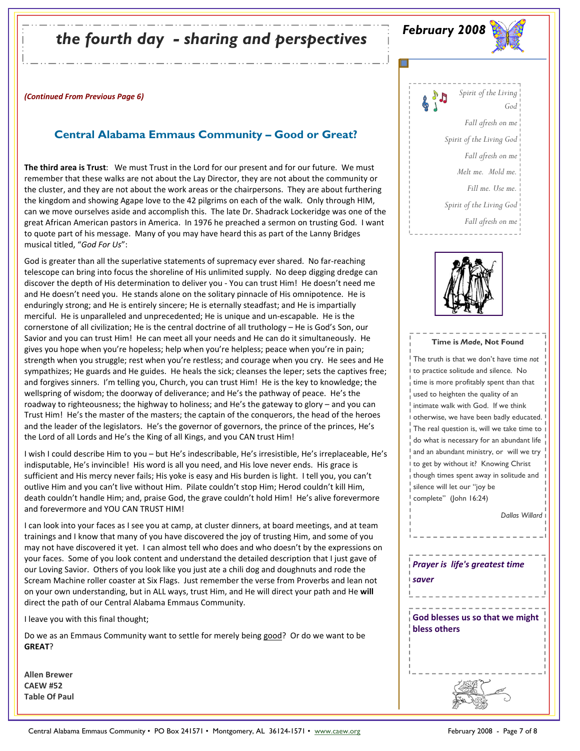# the fourth day - sharing and perspectives

**February 2008**

*(Continued From Previous Page 6)*

## Central Alabama Emmaus Community – Good or Great?

**The third area is Trust**: We must Trust in the Lord for our present and for our future. We must remember that these walks are not about the Lay Director, they are not about the community or the cluster, and they are not about the work areas or the chairpersons. They are about furthering the kingdom and showing Agape love to the 42 pilgrims on each of the walk. Only through HIM, can we move ourselves aside and accomplish this. The late Dr. Shadrack Lockeridge was one of the great African American pastors in America. In 1976 he preached a sermon on trusting God. I want to quote part of his message. Many of you may have heard this as part of the Lanny Bridges musical titled, "*God For Us*":

God is greater than all the superlative statements of supremacy ever shared. No far-reaching telescope can bring into focus the shoreline of His unlimited supply. No deep digging dredge can discover the depth of His determination to deliver you - You can trust Him! He doesn't need me and He doesn't need you. He stands alone on the solitary pinnacle of His omnipotence. He is enduringly strong; and He is entirely sincere; He is eternally steadfast; and He is impartially merciful. He is unparalleled and unprecedented; He is unique and un-escapable. He is the cornerstone of all civilization; He is the central doctrine of all truthology – He is God's Son, our Savior and you can trust Him! He can meet all your needs and He can do it simultaneously. He gives you hope when you're hopeless; help when you're helpless; peace when you're in pain; strength when you struggle; rest when you're restless; and courage when you cry. He sees and He sympathizes; He guards and He guides. He heals the sick; cleanses the leper; sets the captives free; and forgives sinners. I'm telling you, Church, you can trust Him! He is the key to knowledge; the wellspring of wisdom; the doorway of deliverance; and He's the pathway of peace. He's the roadway to righteousness; the highway to holiness; and He's the gateway to glory – and you can Trust Him! He's the master of the masters; the captain of the conquerors, the head of the heroes and the leader of the legislators. He's the governor of governors, the prince of the princes, He's the Lord of all Lords and He's the King of all Kings, and you CAN trust Him!

I wish I could describe Him to you – but He's indescribable, He's irresistible, He's irreplaceable, He's indisputable, He's invincible! His word is all you need, and His love never ends. His grace is sufficient and His mercy never fails; His yoke is easy and His burden is light. I tell you, you can't outlive Him and you can't live without Him. Pilate couldn't stop Him; Herod couldn't kill Him, death couldn't handle Him; and, praise God, the grave couldn't hold Him! He's alive forevermore and forevermore and YOU CAN TRUST HIM!

I can look into your faces as I see you at camp, at cluster dinners, at board meetings, and at team trainings and I know that many of you have discovered the joy of trusting Him, and some of you may not have discovered it yet. I can almost tell who does and who doesn't by the expressions on your faces. Some of you look content and understand the detailed description that I just gave of our Loving Savior. Others of you look like you just ate a chili dog and doughnuts and rode the Scream Machine roller coaster at Six Flags. Just remember the verse from Proverbs and lean not on your own understanding, but in ALL ways, trust Him, and He will direct your path and He **will** direct the path of our Central Alabama Emmaus Community.

I leave you with this final thought;

Do we as an Emmaus Community want to settle for merely being good? Or do we want to be **GREAT**?

**Allen Brewer**
**CAEW #52**
**Table Of Paul**

---

*Spirit of the Living God*
*Fall afresh on me*
*Spirit of the Living God*
*Fall afresh on me*
*Melt me. Mold me.*
*Fill me. Use me.*
*Spirit of the Living God*
*Fall afresh on me*

---

**Time is *Made*, Not Found**

The truth is that we don't have time *not* to practice solitude and silence. No time is more profitably spent than that used to heighten the quality of an intimate walk with God. If we think otherwise, we have been badly educated. The real question is, will we take time to do what is necessary for an abundant life and an abundant ministry, or will we try to get by without it? Knowing Christ though times spent away in solitude and silence will let our "joy be complete" (John 16:24)

*Dallas Willard*

---

***Prayer is life's greatest time saver***

---

**God blesses us so that we might bless others**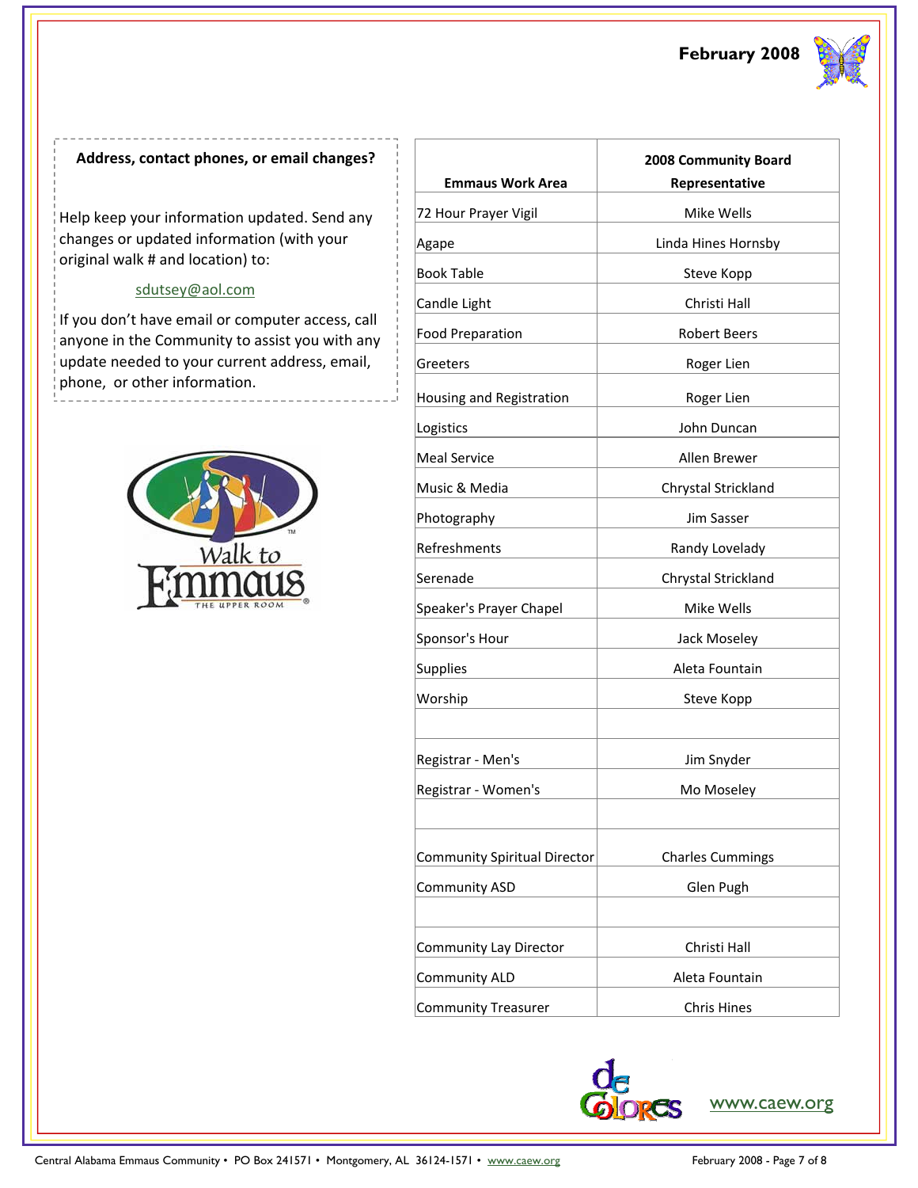**Address, contact phones, or email changes?**

Help keep your information updated. Send any changes or updated information (with your original walk # and location) to:

sdutsey@aol.com

If you don't have email or computer access, call anyone in the Community to assist you with any update needed to your current address, email, phone, or other information.

| Emmaus Work Area | 2008 Community Board Representative |
|---|---|
| 72 Hour Prayer Vigil | Mike Wells |
| Agape | Linda Hines Hornsby |
| Book Table | Steve Kopp |
| Candle Light | Christi Hall |
| Food Preparation | Robert Beers |
| Greeters | Roger Lien |
| Housing and Registration | Roger Lien |
| Logistics | John Duncan |
| Meal Service | Allen Brewer |
| Music & Media | Chrystal Strickland |
| Photography | Jim Sasser |
| Refreshments | Randy Lovelady |
| Serenade | Chrystal Strickland |
| Speaker's Prayer Chapel | Mike Wells |
| Sponsor's Hour | Jack Moseley |
| Supplies | Aleta Fountain |
| Worship | Steve Kopp |
| | |
| Registrar - Men's | Jim Snyder |
| Registrar - Women's | Mo Moseley |
| | |
| Community Spiritual Director | Charles Cummings |
| Community ASD | Glen Pugh |
| | |
| Community Lay Director | Christi Hall |
| Community ALD | Aleta Fountain |
| Community Treasurer | Chris Hines |

www.caew.org